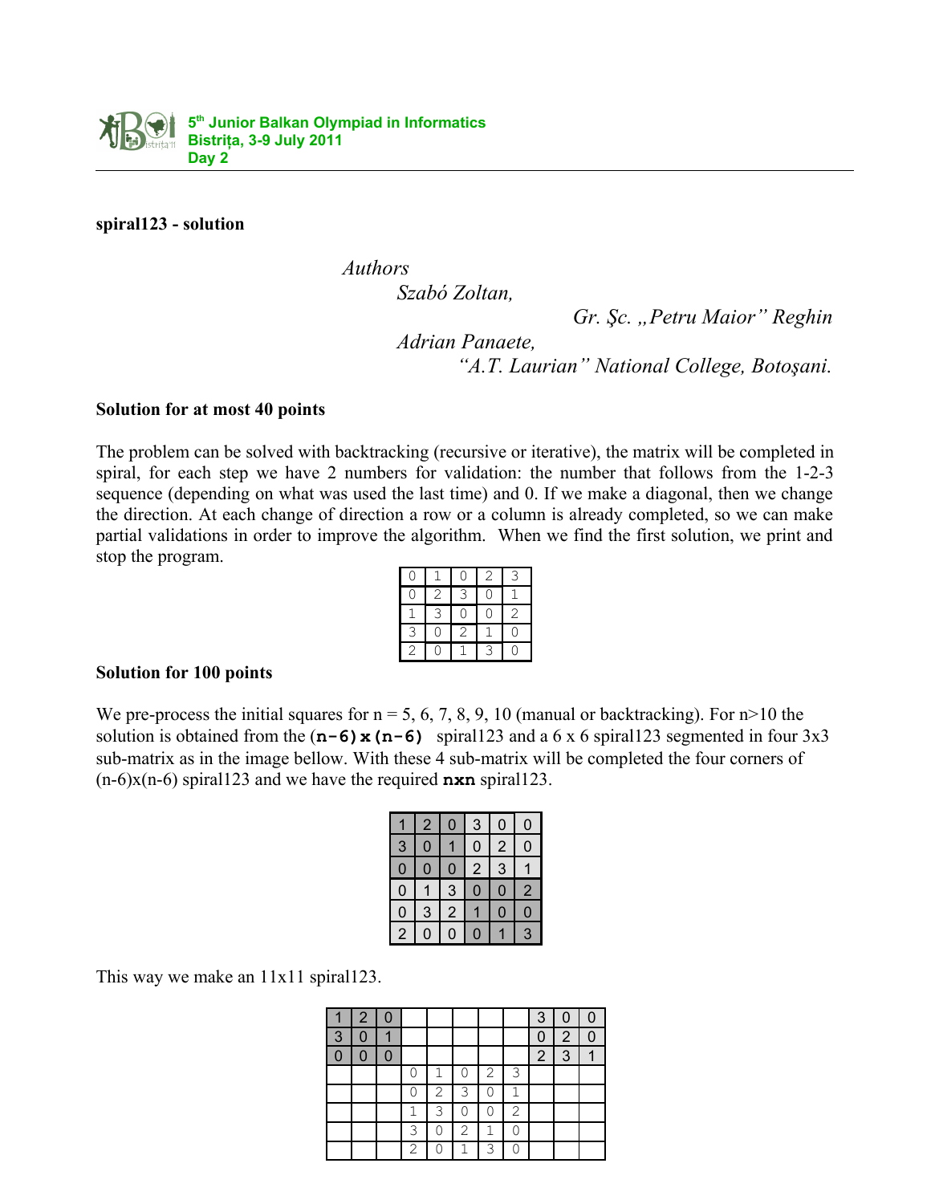**spiral123 - solution**

*Authors*

*Szabó Zoltan,*

*Gr. Şc. „Petru Maior" Reghin*

*Adrian Panaete,*

*"A.T. Laurian" National College, Botoşani.*

**Solution for at most 40 points**

The problem can be solved with backtracking (recursive or iterative), the matrix will be completed in spiral, for each step we have 2 numbers for validation: the number that follows from the 1-2-3 sequence (depending on what was used the last time) and 0. If we make a diagonal, then we change the direction. At each change of direction a row or a column is already completed, so we can make partial validations in order to improve the algorithm. When we find the first solution, we print and stop the program.

| | | | | |
|---|---|---|---|---|
| 0 | 1 | 0 | 2 | 3 |
| 0 | 2 | 3 | 0 | 1 |
| 1 | 3 | 0 | 0 | 2 |
| 3 | 0 | 2 | 1 | 0 |
| 2 | 0 | 1 | 3 | 0 |

**Solution for 100 points**

We pre-process the initial squares for n = 5, 6, 7, 8, 9, 10 (manual or backtracking). For n>10 the solution is obtained from the **(n-6)x(n-6)** spiral123 and a 6 x 6 spiral123 segmented in four 3x3 sub-matrix as in the image bellow. With these 4 sub-matrix will be completed the four corners of (n-6)x(n-6) spiral123 and we have the required **nxn** spiral123.

| | | | | | |
|---|---|---|---|---|---|
| 1 | 2 | 0 | 3 | 0 | 0 |
| 3 | 0 | 1 | 0 | 2 | 0 |
| 0 | 0 | 0 | 2 | 3 | 1 |
| 0 | 1 | 3 | 0 | 0 | 2 |
| 0 | 3 | 2 | 1 | 0 | 0 |
| 2 | 0 | 0 | 0 | 1 | 3 |

This way we make an 11x11 spiral123.

| | | | | | | | | | | |
|---|---|---|---|---|---|---|---|---|---|---|
| 1 | 2 | 0 | | | | | | 3 | 0 | 0 |
| 3 | 0 | 1 | | | | | | 0 | 2 | 0 |
| 0 | 0 | 0 | | | | | | 2 | 3 | 1 |
| | | | 0 | 1 | 0 | 2 | 3 | | | |
| | | | 0 | 2 | 3 | 0 | 1 | | | |
| | | | 1 | 3 | 0 | 0 | 2 | | | |
| | | | 3 | 0 | 2 | 1 | 0 | | | |
| | | | 2 | 0 | 1 | 3 | 0 | | | |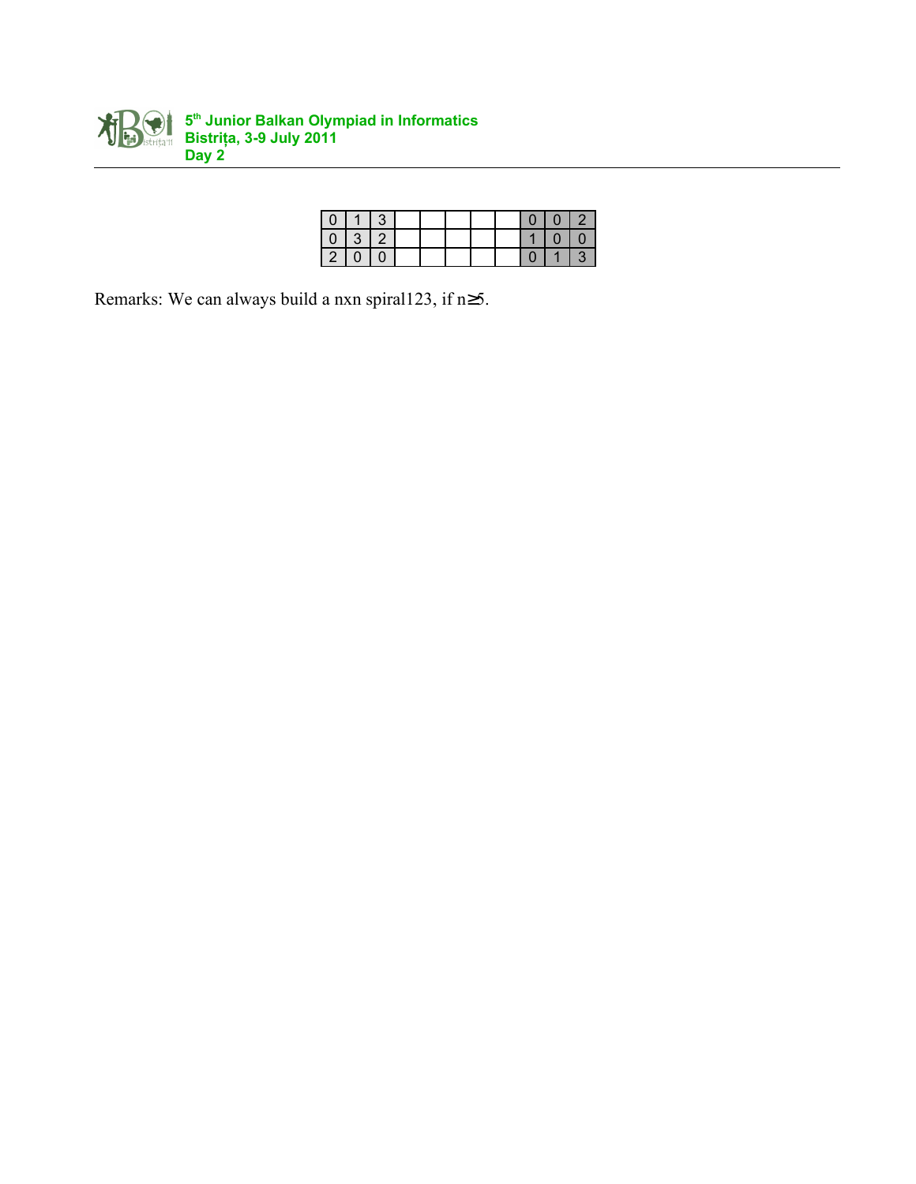| | | | | | | | | | | |
|---|---|---|---|---|---|---|---|---|---|---|
| 0 | 1 | 3 | | | | | | 0 | 0 | 2 |
| 0 | 3 | 2 | | | | | | 1 | 0 | 0 |
| 2 | 0 | 0 | | | | | | 0 | 1 | 3 |

Remarks: We can always build a nxn spiral123, if n≥5.